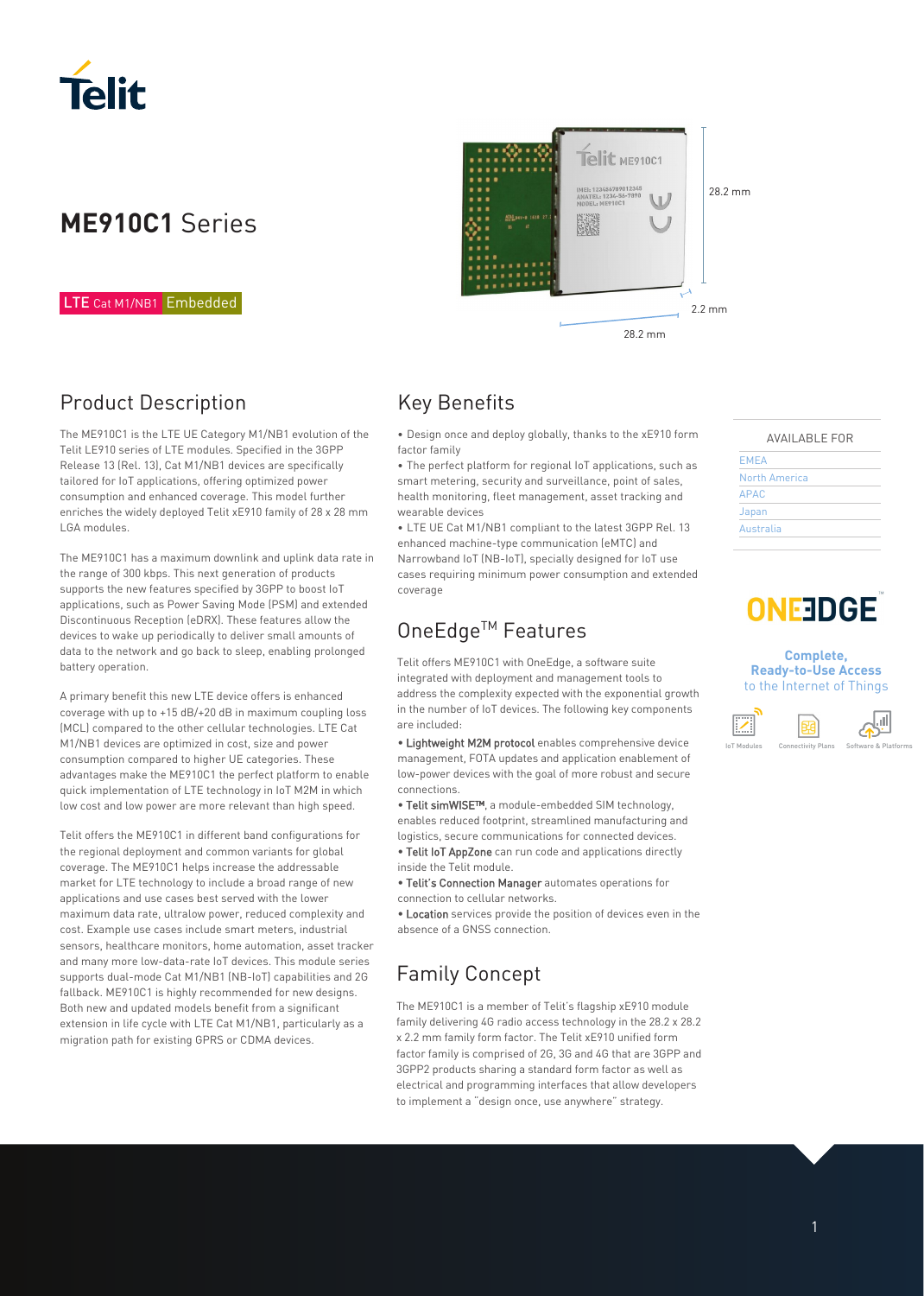# ME910C1 Series

LTE Cat M1/NB1 Embedded

28.2 mm

2.2 mm

28.2 mm

## Product Description

The ME910C1 is the LTE UE Category M1/NB1 evolution of the Telit LE910 series of LTE modules. Specified in the 3GPP Release 13 (Rel. 13), Cat M1/NB1 devices are specifically tailored for IoT applications, offering optimized power consumption and enhanced coverage. This model further enriches the widely deployed Telit xE910 family of 28 x 28 mm LGA modules.

The ME910C1 has a maximum downlink and uplink data rate in the range of 300 kbps. This next generation of products supports the new features specified by 3GPP to boost IoT applications, such as Power Saving Mode (PSM) and extended Discontinuous Reception (eDRX). These features allow the devices to wake up periodically to deliver small amounts of data to the network and go back to sleep, enabling prolonged battery operation.

A primary benefit this new LTE device offers is enhanced coverage with up to +15 dB/+20 dB in maximum coupling loss (MCL) compared to the other cellular technologies. LTE Cat M1/NB1 devices are optimized in cost, size and power consumption compared to higher UE categories. These advantages make the ME910C1 the perfect platform to enable quick implementation of LTE technology in IoT M2M in which low cost and low power are more relevant than high speed.

Telit offers the ME910C1 in different band configurations for the regional deployment and common variants for global coverage. The ME910C1 helps increase the addressable market for LTE technology to include a broad range of new applications and use cases best served with the lower maximum data rate, ultralow power, reduced complexity and cost. Example use cases include smart meters, industrial sensors, healthcare monitors, home automation, asset tracker and many more low-data-rate IoT devices. This module series supports dual-mode Cat M1/NB1 (NB-IoT) capabilities and 2G fallback. ME910C1 is highly recommended for new designs. Both new and updated models benefit from a significant extension in life cycle with LTE Cat M1/NB1, particularly as a migration path for existing GPRS or CDMA devices.

## Key Benefits

- Design once and deploy globally, thanks to the xE910 form factor family
- The perfect platform for regional IoT applications, such as smart metering, security and surveillance, point of sales, health monitoring, fleet management, asset tracking and wearable devices
- LTE UE Cat M1/NB1 compliant to the latest 3GPP Rel. 13 enhanced machine-type communication (eMTC) and Narrowband IoT (NB-IoT), specially designed for IoT use cases requiring minimum power consumption and extended coverage

## OneEdge™ Features

Telit offers ME910C1 with OneEdge, a software suite integrated with deployment and management tools to address the complexity expected with the exponential growth in the number of IoT devices. The following key components are included:

- **Lightweight M2M protocol** enables comprehensive device management, FOTA updates and application enablement of low-power devices with the goal of more robust and secure connections.
- **Telit simWISE™**, a module-embedded SIM technology, enables reduced footprint, streamlined manufacturing and logistics, secure communications for connected devices.
- **Telit IoT AppZone** can run code and applications directly inside the Telit module.
- **Telit's Connection Manager** automates operations for connection to cellular networks.
- **Location** services provide the position of devices even in the absence of a GNSS connection.

## Family Concept

The ME910C1 is a member of Telit's flagship xE910 module family delivering 4G radio access technology in the 28.2 x 28.2 x 2.2 mm family form factor. The Telit xE910 unified form factor family is comprised of 2G, 3G and 4G that are 3GPP and 3GPP2 products sharing a standard form factor as well as electrical and programming interfaces that allow developers to implement a "design once, use anywhere" strategy.

| AVAILABLE FOR |
|---|
| EMEA |
| North America |
| APAC |
| Japan |
| Australia |

ONEEDGE™

**Complete, Ready-to-Use Access** to the Internet of Things

IoT Modules | Connectivity Plans | Software & Platforms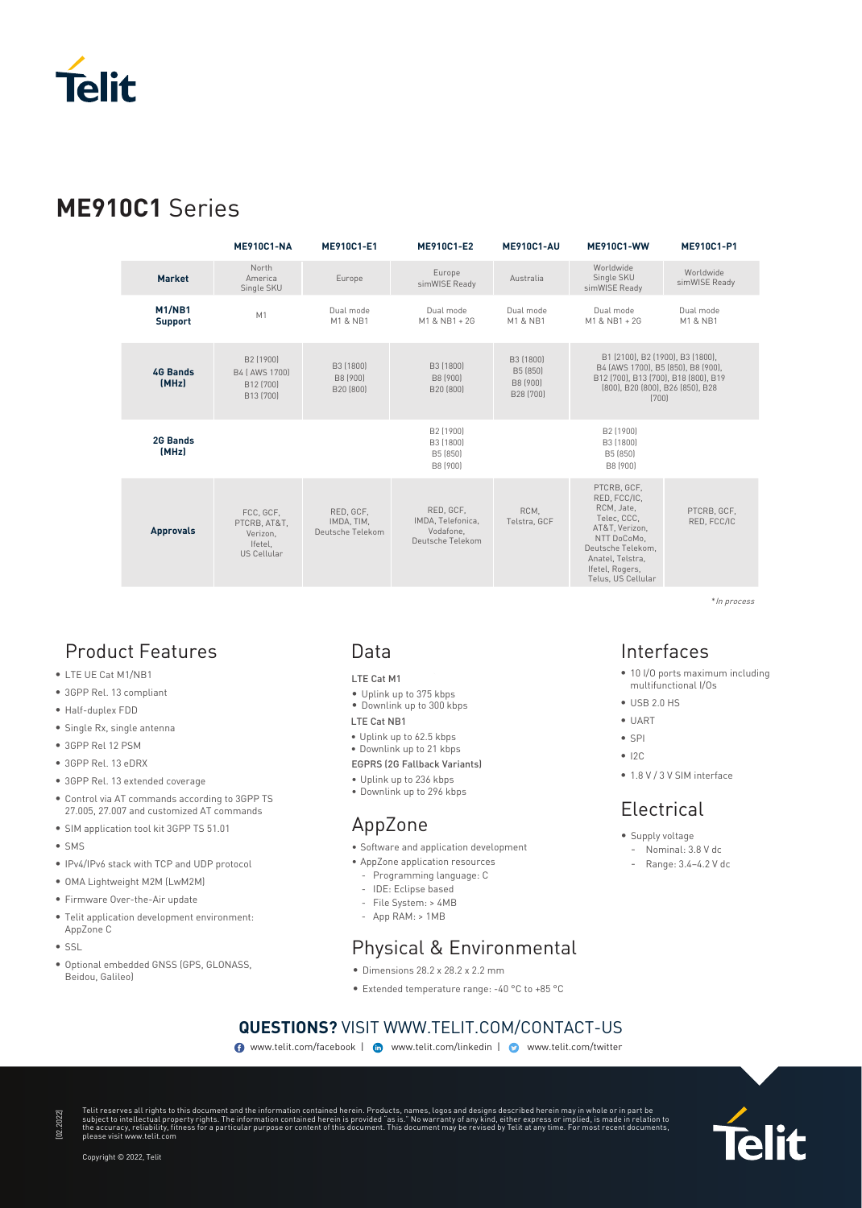# ME910C1 Series

| | ME910C1-NA | ME910C1-E1 | ME910C1-E2 | ME910C1-AU | ME910C1-WW | ME910C1-P1 |
|---|---|---|---|---|---|---|
| **Market** | North America Single SKU | Europe | Europe simWISE Ready | Australia | Worldwide Single SKU simWISE Ready | Worldwide simWISE Ready |
| **M1/NB1 Support** | M1 | Dual mode M1 & NB1 | Dual mode M1 & NB1 + 2G | Dual mode M1 & NB1 | Dual mode M1 & NB1 + 2G | Dual mode M1 & NB1 |
| **4G Bands (MHz)** | B2 (1900) B4 ( AWS 1700) B12 (700) B13 (700) | B3 (1800) B8 (900) B20 (800) | B3 (1800) B8 (900) B20 (800) | B3 (1800) B5 (850) B8 (900) B28 (700) | B1 (2100), B2 (1900), B3 (1800), B4 (AWS 1700), B5 (850), B8 (900), B12 (700), B13 (700), B18 (800), B19 (800), B20 (800), B26 (850), B28 (700) | |
| **2G Bands (MHz)** | | | B2 (1900) B3 (1800) B5 (850) B8 (900) | | B2 (1900) B3 (1800) B5 (850) B8 (900) | |
| **Approvals** | FCC, GCF, PTCRB, AT&T, Verizon, Ifetel, US Cellular | RED, GCF, IMDA, TIM, Deutsche Telekom | RED, GCF, IMDA, Telefonica, Vodafone, Deutsche Telekom | RCM, Telstra, GCF | PTCRB, GCF, RED, FCC/IC, RCM, Jate, Telec, CCC, AT&T, Verizon, NTT DoCoMo, Deutsche Telekom, Anatel, Telstra, Ifetel, Rogers, Telus, US Cellular | PTCRB, GCF, RED, FCC/IC |

*\*In process*

## Product Features

- LTE UE Cat M1/NB1
- 3GPP Rel. 13 compliant
- Half-duplex FDD
- Single Rx, single antenna
- 3GPP Rel 12 PSM
- 3GPP Rel. 13 eDRX
- 3GPP Rel. 13 extended coverage
- Control via AT commands according to 3GPP TS 27.005, 27.007 and customized AT commands
- SIM application tool kit 3GPP TS 51.01
- SMS
- IPv4/IPv6 stack with TCP and UDP protocol
- OMA Lightweight M2M (LwM2M)
- Firmware Over-the-Air update
- Telit application development environment: AppZone C
- SSL
- Optional embedded GNSS (GPS, GLONASS, Beidou, Galileo)

## Data

LTE Cat M1

- Uplink up to 375 kbps
- Downlink up to 300 kbps

LTE Cat NB1

- Uplink up to 62.5 kbps
- Downlink up to 21 kbps

EGPRS (2G Fallback Variants)

- Uplink up to 236 kbps
- Downlink up to 296 kbps

## AppZone

- Software and application development
- AppZone application resources
  - Programming language: C
  - IDE: Eclipse based
  - File System: > 4MB
  - App RAM: > 1MB

## Physical & Environmental

- Dimensions 28.2 x 28.2 x 2.2 mm
- Extended temperature range: -40 °C to +85 °C

## Interfaces

- 10 I/O ports maximum including multifunctional I/Os
- USB 2.0 HS
- UART
- SPI
- I2C
- 1.8 V / 3 V SIM interface

## Electrical

- Supply voltage
  - Nominal: 3.8 V dc
  - Range: 3.4–4.2 V dc

**QUESTIONS?** VISIT WWW.TELIT.COM/CONTACT-US

www.telit.com/facebook | www.telit.com/linkedin | www.telit.com/twitter

Telit reserves all rights to this document and the information contained herein. Products, names, logos and designs described herein may in whole or in part be subject to intellectual property rights. The information contained herein is provided "as is." No warranty of any kind, either express or implied, is made in relation to the accuracy, reliability, fitness for a particular purpose or content of this document. This document may be revised by Telit at any time. For most recent documents, please visit www.telit.com

Copyright © 2022, Telit

[02.2022]